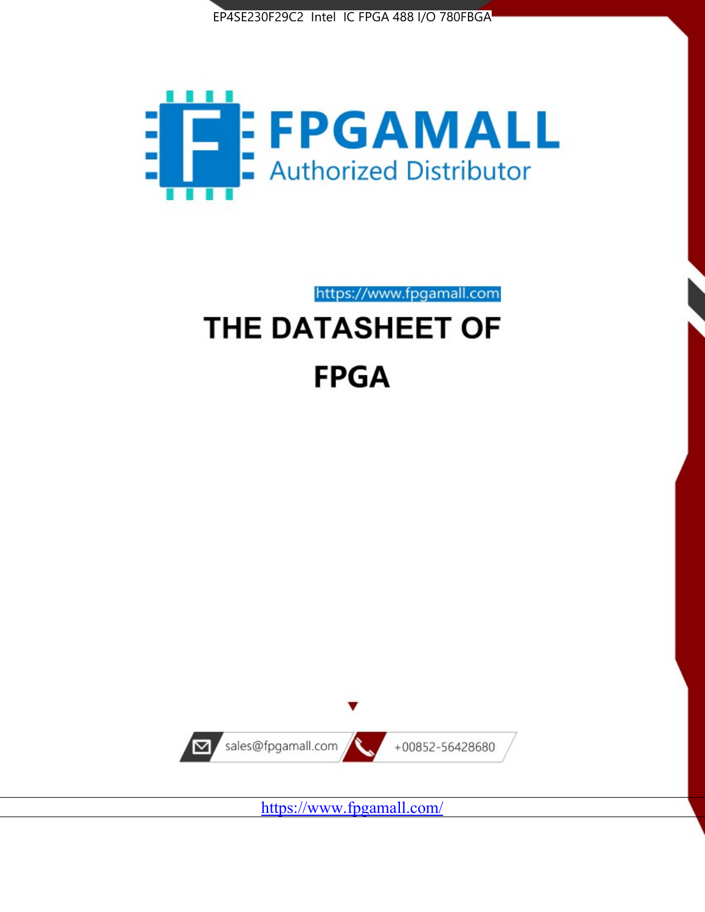EP4SE230F29C2 Intel IC FPGA 488 I/O 780FBGA

FPGAMALL

Authorized Distributor

https://www.fpgamall.com

# THE DATASHEET OF

# FPGA

sales@fpgamall.com

+00852-56428680

https://www.fpgamall.com/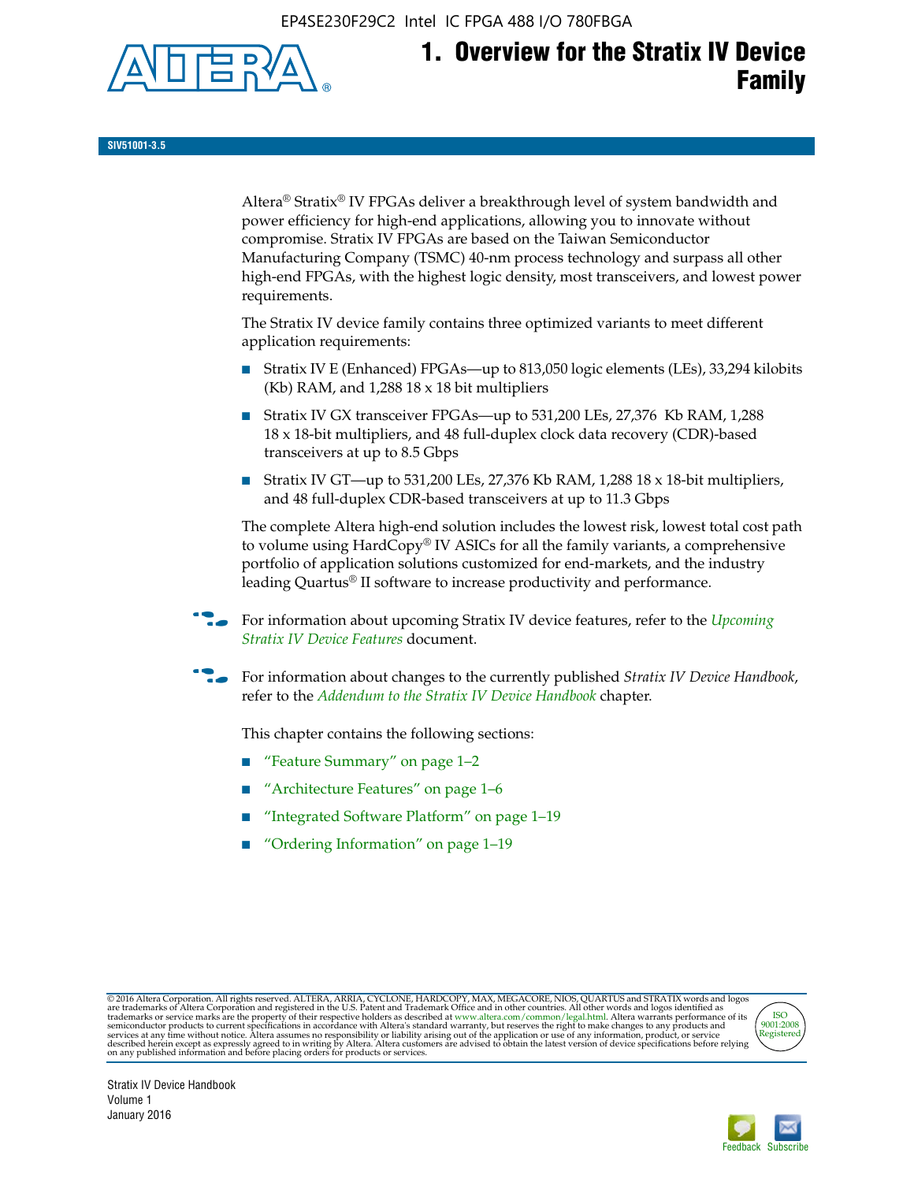# 1. Overview for the Stratix IV Device Family

SIV51001-3.5

Altera® Stratix® IV FPGAs deliver a breakthrough level of system bandwidth and power efficiency for high-end applications, allowing you to innovate without compromise. Stratix IV FPGAs are based on the Taiwan Semiconductor Manufacturing Company (TSMC) 40-nm process technology and surpass all other high-end FPGAs, with the highest logic density, most transceivers, and lowest power requirements.

The Stratix IV device family contains three optimized variants to meet different application requirements:

- Stratix IV E (Enhanced) FPGAs—up to 813,050 logic elements (LEs), 33,294 kilobits (Kb) RAM, and 1,288 18 x 18 bit multipliers
- Stratix IV GX transceiver FPGAs—up to 531,200 LEs, 27,376 Kb RAM, 1,288 18 x 18-bit multipliers, and 48 full-duplex clock data recovery (CDR)-based transceivers at up to 8.5 Gbps
- Stratix IV GT—up to 531,200 LEs, 27,376 Kb RAM, 1,288 18 x 18-bit multipliers, and 48 full-duplex CDR-based transceivers at up to 11.3 Gbps

The complete Altera high-end solution includes the lowest risk, lowest total cost path to volume using HardCopy® IV ASICs for all the family variants, a comprehensive portfolio of application solutions customized for end-markets, and the industry leading Quartus® II software to increase productivity and performance.

For information about upcoming Stratix IV device features, refer to the *Upcoming Stratix IV Device Features* document.

For information about changes to the currently published *Stratix IV Device Handbook*, refer to the *Addendum to the Stratix IV Device Handbook* chapter.

This chapter contains the following sections:

- "Feature Summary" on page 1–2
- "Architecture Features" on page 1–6
- "Integrated Software Platform" on page 1–19
- "Ordering Information" on page 1–19

© 2016 Altera Corporation. All rights reserved. ALTERA, ARRIA, CYCLONE, HARDCOPY, MAX, MEGACORE, NIOS, QUARTUS and STRATIX words and logos are trademarks of Altera Corporation and registered in the U.S. Patent and Trademark Office and in other countries. All other words and logos identified as trademarks or service marks are the property of their respective holders as described at www.altera.com/common/legal.html. Altera warrants performance of its semiconductor products to current specifications in accordance with Altera's standard warranty, but reserves the right to make changes to any products and services at any time without notice. Altera assumes no responsibility or liability arising out of the application or use of any information, product, or service described herein except as expressly agreed to in writing by Altera. Altera customers are advised to obtain the latest version of device specifications before relying on any published information and before placing orders for products or services.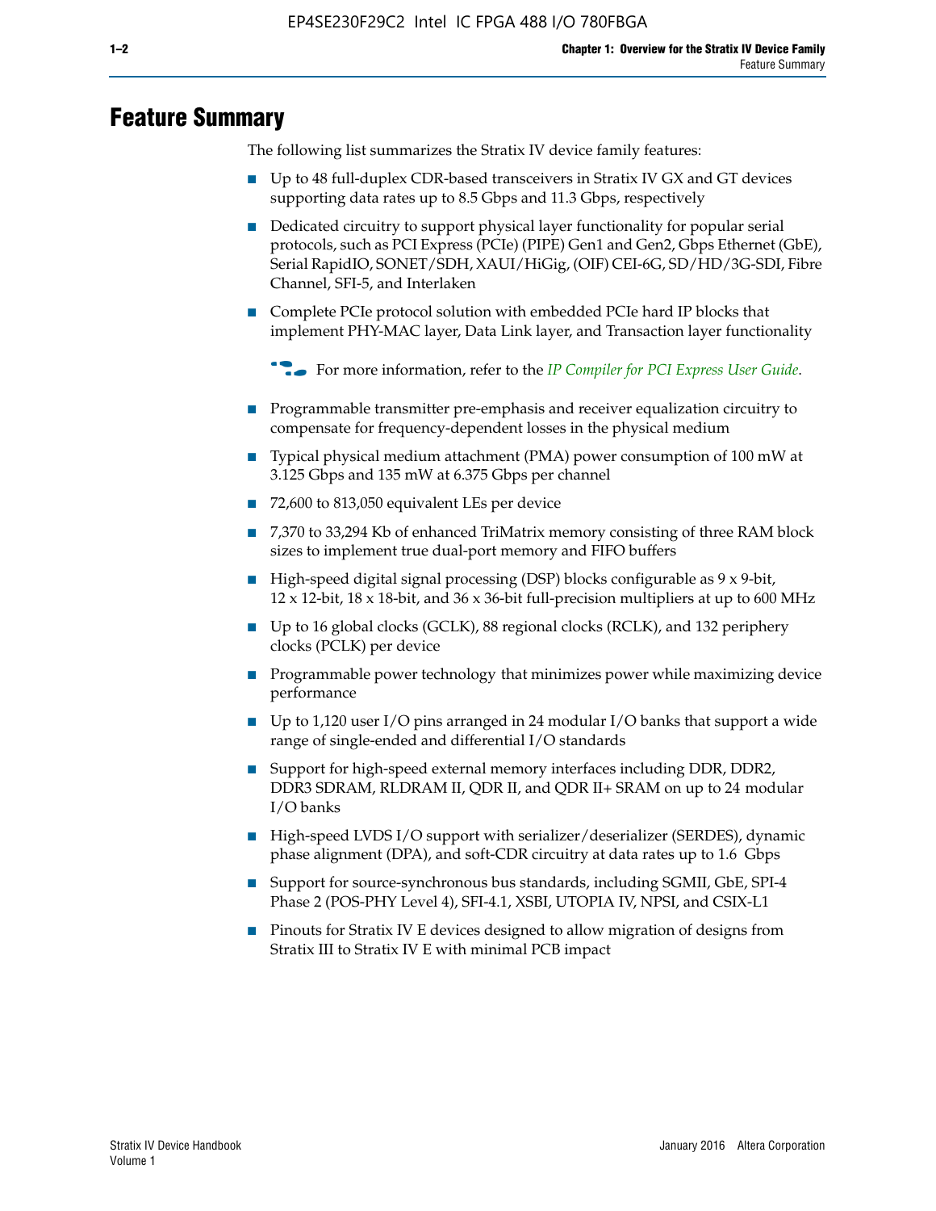# Feature Summary

The following list summarizes the Stratix IV device family features:

- Up to 48 full-duplex CDR-based transceivers in Stratix IV GX and GT devices supporting data rates up to 8.5 Gbps and 11.3 Gbps, respectively
- Dedicated circuitry to support physical layer functionality for popular serial protocols, such as PCI Express (PCIe) (PIPE) Gen1 and Gen2, Gbps Ethernet (GbE), Serial RapidIO, SONET/SDH, XAUI/HiGig, (OIF) CEI-6G, SD/HD/3G-SDI, Fibre Channel, SFI-5, and Interlaken
- Complete PCIe protocol solution with embedded PCIe hard IP blocks that implement PHY-MAC layer, Data Link layer, and Transaction layer functionality

  For more information, refer to the *IP Compiler for PCI Express User Guide*.

- Programmable transmitter pre-emphasis and receiver equalization circuitry to compensate for frequency-dependent losses in the physical medium
- Typical physical medium attachment (PMA) power consumption of 100 mW at 3.125 Gbps and 135 mW at 6.375 Gbps per channel
- 72,600 to 813,050 equivalent LEs per device
- 7,370 to 33,294 Kb of enhanced TriMatrix memory consisting of three RAM block sizes to implement true dual-port memory and FIFO buffers
- High-speed digital signal processing (DSP) blocks configurable as 9 x 9-bit, 12 x 12-bit, 18 x 18-bit, and 36 x 36-bit full-precision multipliers at up to 600 MHz
- Up to 16 global clocks (GCLK), 88 regional clocks (RCLK), and 132 periphery clocks (PCLK) per device
- Programmable power technology that minimizes power while maximizing device performance
- Up to 1,120 user I/O pins arranged in 24 modular I/O banks that support a wide range of single-ended and differential I/O standards
- Support for high-speed external memory interfaces including DDR, DDR2, DDR3 SDRAM, RLDRAM II, QDR II, and QDR II+ SRAM on up to 24 modular I/O banks
- High-speed LVDS I/O support with serializer/deserializer (SERDES), dynamic phase alignment (DPA), and soft-CDR circuitry at data rates up to 1.6 Gbps
- Support for source-synchronous bus standards, including SGMII, GbE, SPI-4 Phase 2 (POS-PHY Level 4), SFI-4.1, XSBI, UTOPIA IV, NPSI, and CSIX-L1
- Pinouts for Stratix IV E devices designed to allow migration of designs from Stratix III to Stratix IV E with minimal PCB impact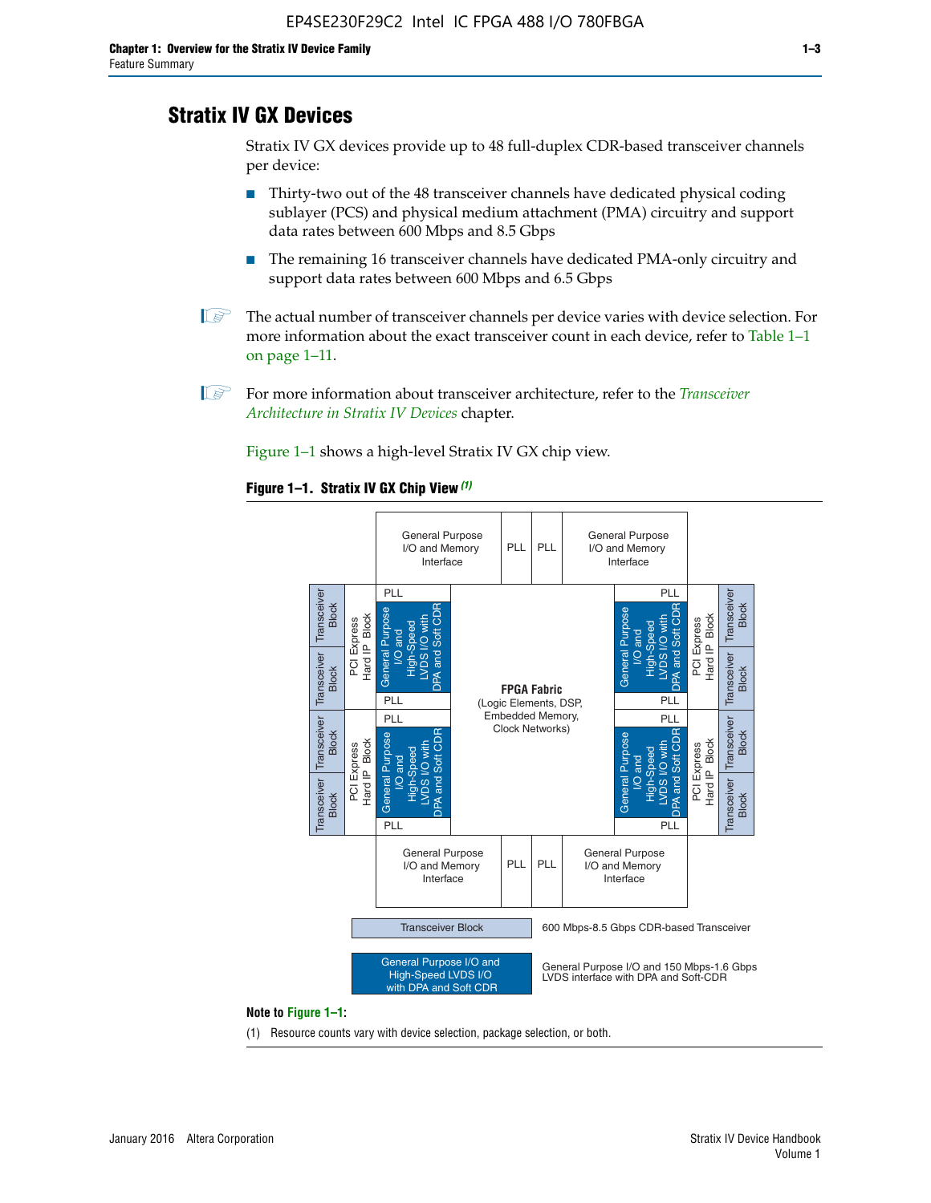# Stratix IV GX Devices

Stratix IV GX devices provide up to 48 full-duplex CDR-based transceiver channels per device:

- Thirty-two out of the 48 transceiver channels have dedicated physical coding sublayer (PCS) and physical medium attachment (PMA) circuitry and support data rates between 600 Mbps and 8.5 Gbps
- The remaining 16 transceiver channels have dedicated PMA-only circuitry and support data rates between 600 Mbps and 6.5 Gbps

The actual number of transceiver channels per device varies with device selection. For more information about the exact transceiver count in each device, refer to Table 1–1 on page 1–11.

For more information about transceiver architecture, refer to the *Transceiver Architecture in Stratix IV Devices* chapter.

Figure 1–1 shows a high-level Stratix IV GX chip view.

**Figure 1–1. Stratix IV GX Chip View** *(1)*

| | | | | | | | | |
|---|---|---|---|---|---|---|---|---|
| | | General Purpose I/O and Memory Interface | | PLL | PLL | General Purpose I/O and Memory Interface | | |
| Transceiver Block / Transceiver Block | PCI Express Hard IP Block | PLL / General Purpose I/O and High-Speed LVDS I/O with DPA and Soft CDR / PLL | FPGA Fabric (Logic Elements, DSP, Embedded Memory, Clock Networks) | | | PLL / General Purpose I/O and High-Speed LVDS I/O with DPA and Soft CDR / PLL | PCI Express Hard IP Block | Transceiver Block / Transceiver Block |
| Transceiver Block / Transceiver Block | PCI Express Hard IP Block | PLL / General Purpose I/O and High-Speed LVDS I/O with DPA and Soft CDR / PLL | | | | PLL / General Purpose I/O and High-Speed LVDS I/O with DPA and Soft CDR / PLL | PCI Express Hard IP Block | Transceiver Block / Transceiver Block |
| | | General Purpose I/O and Memory Interface | | PLL | PLL | General Purpose I/O and Memory Interface | | |

| Legend | Description |
|---|---|
| Transceiver Block | 600 Mbps-8.5 Gbps CDR-based Transceiver |
| General Purpose I/O and High-Speed LVDS I/O with DPA and Soft CDR | General Purpose I/O and 150 Mbps-1.6 Gbps LVDS interface with DPA and Soft-CDR |

**Note to Figure 1–1:**

(1) Resource counts vary with device selection, package selection, or both.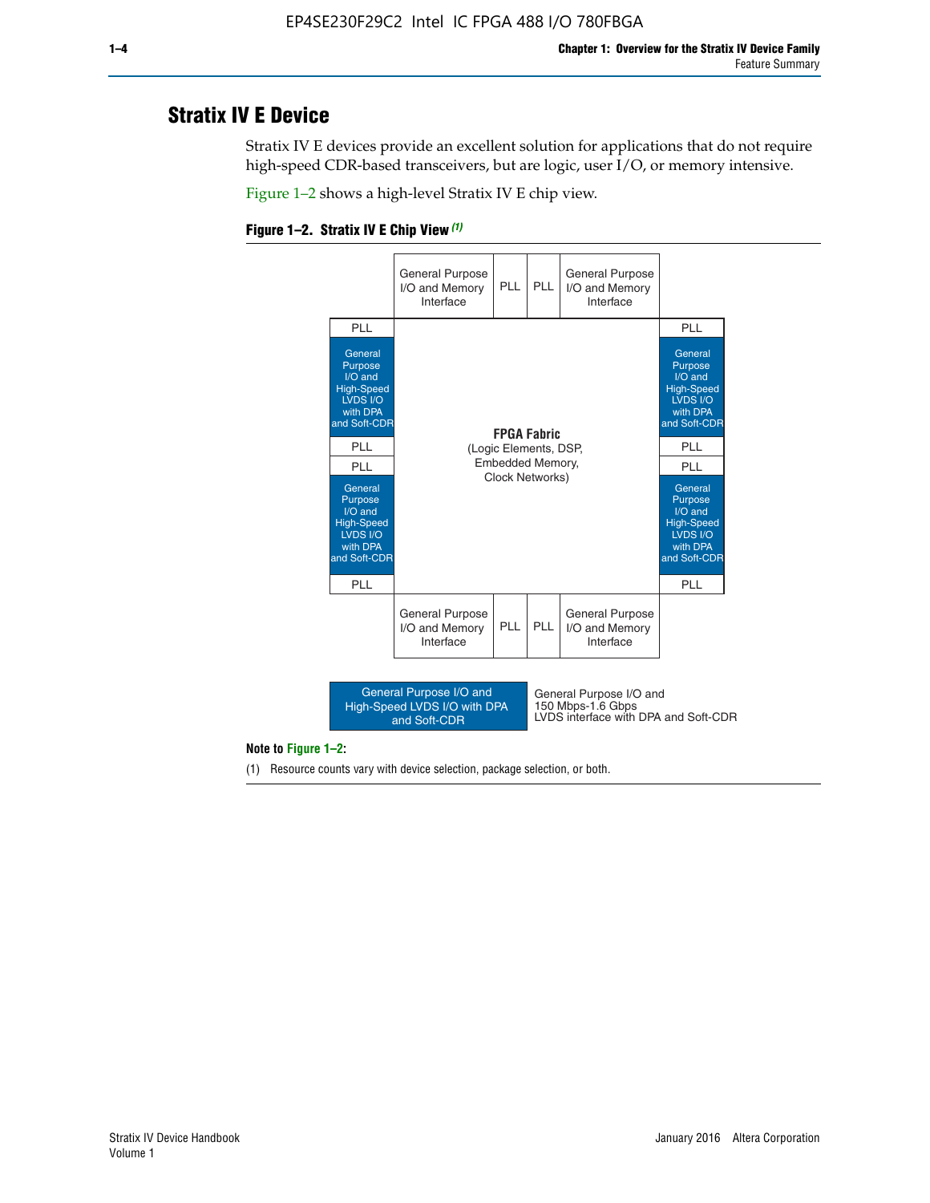# Stratix IV E Device

Stratix IV E devices provide an excellent solution for applications that do not require high-speed CDR-based transceivers, but are logic, user I/O, or memory intensive.

Figure 1–2 shows a high-level Stratix IV E chip view.

**Figure 1–2. Stratix IV E Chip View** *(1)*

| | General Purpose I/O and Memory Interface | PLL | PLL | General Purpose I/O and Memory Interface | |
|---|---|---|---|---|---|
| PLL | | | | | PLL |
| General Purpose I/O and High-Speed LVDS I/O with DPA and Soft-CDR | | | | | General Purpose I/O and High-Speed LVDS I/O with DPA and Soft-CDR |
| PLL | | **FPGA Fabric** (Logic Elements, DSP, Embedded Memory, Clock Networks) | | | PLL |
| PLL | | | | | PLL |
| General Purpose I/O and High-Speed LVDS I/O with DPA and Soft-CDR | | | | | General Purpose I/O and High-Speed LVDS I/O with DPA and Soft-CDR |
| PLL | | | | | PLL |
| | General Purpose I/O and Memory Interface | PLL | PLL | General Purpose I/O and Memory Interface | |

| Legend | Description |
|---|---|
| General Purpose I/O and High-Speed LVDS I/O with DPA and Soft-CDR | General Purpose I/O and 150 Mbps-1.6 Gbps LVDS interface with DPA and Soft-CDR |

**Note to Figure 1–2:**

(1) Resource counts vary with device selection, package selection, or both.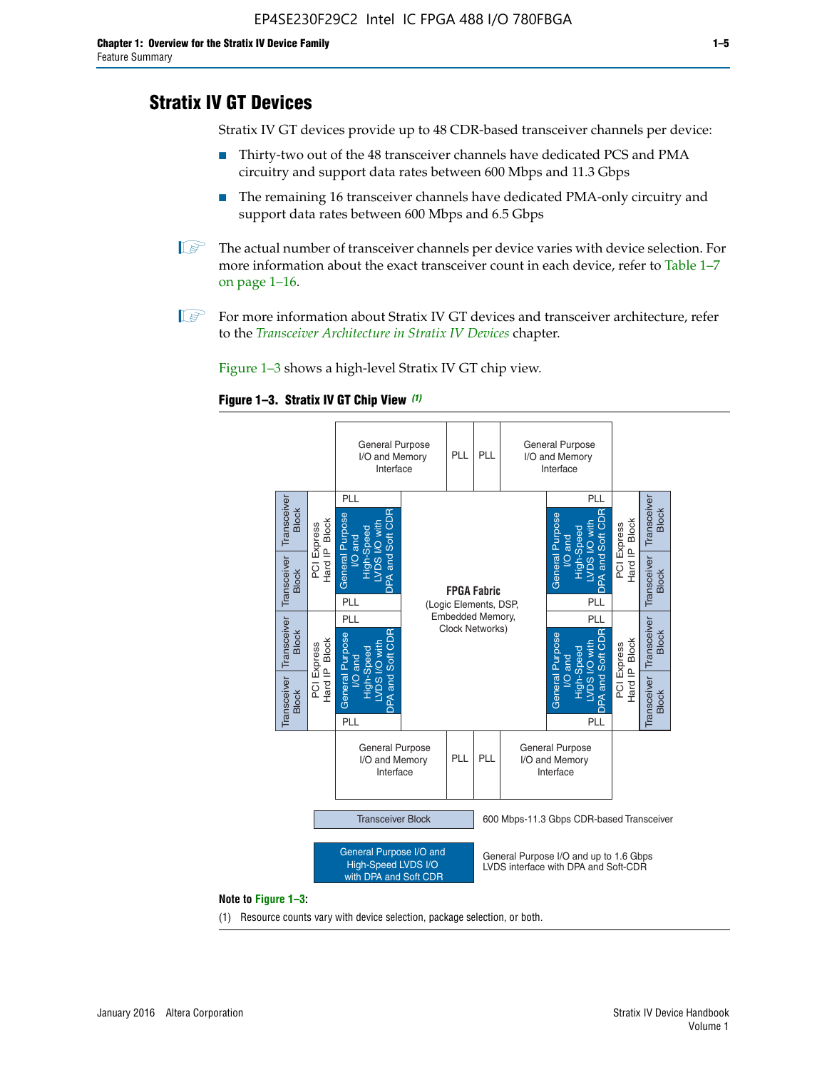## Stratix IV GT Devices

Stratix IV GT devices provide up to 48 CDR-based transceiver channels per device:

- Thirty-two out of the 48 transceiver channels have dedicated PCS and PMA circuitry and support data rates between 600 Mbps and 11.3 Gbps
- The remaining 16 transceiver channels have dedicated PMA-only circuitry and support data rates between 600 Mbps and 6.5 Gbps

The actual number of transceiver channels per device varies with device selection. For more information about the exact transceiver count in each device, refer to Table 1–7 on page 1–16.

For more information about Stratix IV GT devices and transceiver architecture, refer to the *Transceiver Architecture in Stratix IV Devices* chapter.

Figure 1–3 shows a high-level Stratix IV GT chip view.

**Figure 1–3. Stratix IV GT Chip View** *(1)*

**Note to Figure 1–3:**

(1) Resource counts vary with device selection, package selection, or both.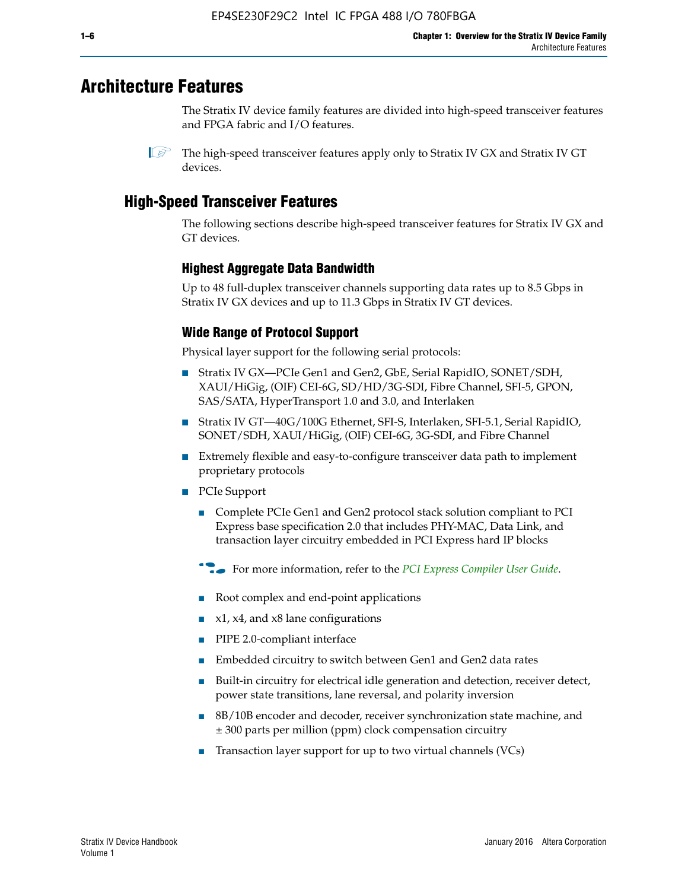# Architecture Features

The Stratix IV device family features are divided into high-speed transceiver features and FPGA fabric and I/O features.

The high-speed transceiver features apply only to Stratix IV GX and Stratix IV GT devices.

## High-Speed Transceiver Features

The following sections describe high-speed transceiver features for Stratix IV GX and GT devices.

### Highest Aggregate Data Bandwidth

Up to 48 full-duplex transceiver channels supporting data rates up to 8.5 Gbps in Stratix IV GX devices and up to 11.3 Gbps in Stratix IV GT devices.

### Wide Range of Protocol Support

Physical layer support for the following serial protocols:

- Stratix IV GX—PCIe Gen1 and Gen2, GbE, Serial RapidIO, SONET/SDH, XAUI/HiGig, (OIF) CEI-6G, SD/HD/3G-SDI, Fibre Channel, SFI-5, GPON, SAS/SATA, HyperTransport 1.0 and 3.0, and Interlaken
- Stratix IV GT—40G/100G Ethernet, SFI-S, Interlaken, SFI-5.1, Serial RapidIO, SONET/SDH, XAUI/HiGig, (OIF) CEI-6G, 3G-SDI, and Fibre Channel
- Extremely flexible and easy-to-configure transceiver data path to implement proprietary protocols
- PCIe Support
  - Complete PCIe Gen1 and Gen2 protocol stack solution compliant to PCI Express base specification 2.0 that includes PHY-MAC, Data Link, and transaction layer circuitry embedded in PCI Express hard IP blocks

  For more information, refer to the *PCI Express Compiler User Guide*.

  - Root complex and end-point applications
  - x1, x4, and x8 lane configurations
  - PIPE 2.0-compliant interface
  - Embedded circuitry to switch between Gen1 and Gen2 data rates
  - Built-in circuitry for electrical idle generation and detection, receiver detect, power state transitions, lane reversal, and polarity inversion
  - 8B/10B encoder and decoder, receiver synchronization state machine, and ± 300 parts per million (ppm) clock compensation circuitry
  - Transaction layer support for up to two virtual channels (VCs)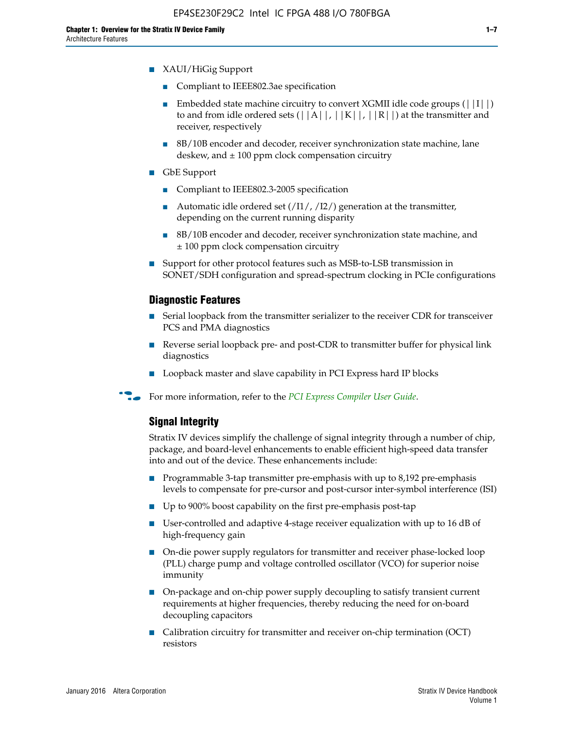- XAUI/HiGig Support
  - Compliant to IEEE802.3ae specification
  - Embedded state machine circuitry to convert XGMII idle code groups (||I||) to and from idle ordered sets (||A||, ||K||, ||R||) at the transmitter and receiver, respectively
  - 8B/10B encoder and decoder, receiver synchronization state machine, lane deskew, and ± 100 ppm clock compensation circuitry
- GbE Support
  - Compliant to IEEE802.3-2005 specification
  - Automatic idle ordered set (/I1/, /I2/) generation at the transmitter, depending on the current running disparity
  - 8B/10B encoder and decoder, receiver synchronization state machine, and ± 100 ppm clock compensation circuitry
- Support for other protocol features such as MSB-to-LSB transmission in SONET/SDH configuration and spread-spectrum clocking in PCIe configurations

### Diagnostic Features

- Serial loopback from the transmitter serializer to the receiver CDR for transceiver PCS and PMA diagnostics
- Reverse serial loopback pre- and post-CDR to transmitter buffer for physical link diagnostics
- Loopback master and slave capability in PCI Express hard IP blocks

For more information, refer to the *PCI Express Compiler User Guide*.

### Signal Integrity

Stratix IV devices simplify the challenge of signal integrity through a number of chip, package, and board-level enhancements to enable efficient high-speed data transfer into and out of the device. These enhancements include:

- Programmable 3-tap transmitter pre-emphasis with up to 8,192 pre-emphasis levels to compensate for pre-cursor and post-cursor inter-symbol interference (ISI)
- Up to 900% boost capability on the first pre-emphasis post-tap
- User-controlled and adaptive 4-stage receiver equalization with up to 16 dB of high-frequency gain
- On-die power supply regulators for transmitter and receiver phase-locked loop (PLL) charge pump and voltage controlled oscillator (VCO) for superior noise immunity
- On-package and on-chip power supply decoupling to satisfy transient current requirements at higher frequencies, thereby reducing the need for on-board decoupling capacitors
- Calibration circuitry for transmitter and receiver on-chip termination (OCT) resistors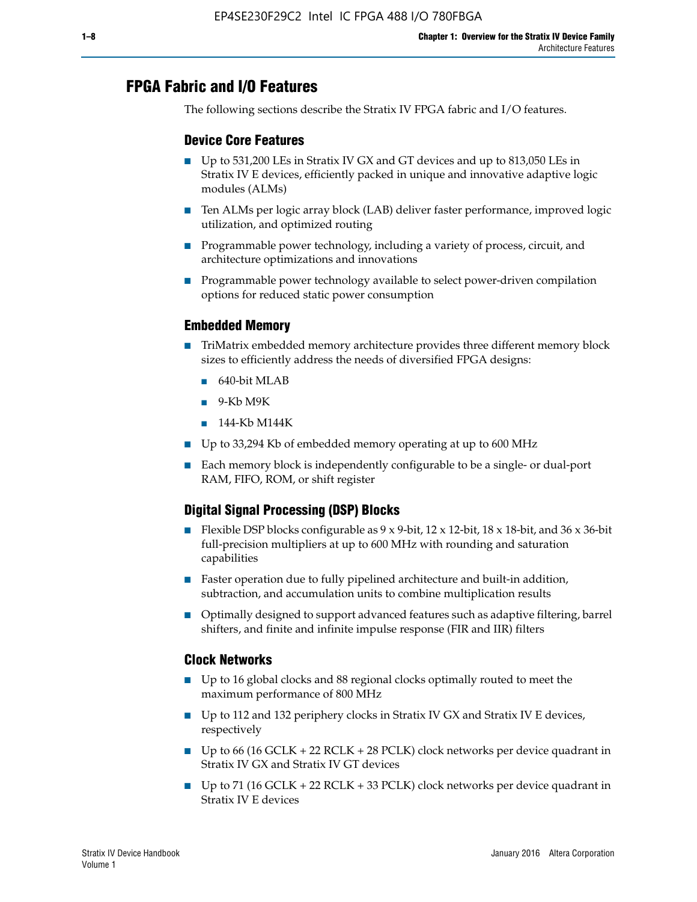## FPGA Fabric and I/O Features

The following sections describe the Stratix IV FPGA fabric and I/O features.

### Device Core Features

- Up to 531,200 LEs in Stratix IV GX and GT devices and up to 813,050 LEs in Stratix IV E devices, efficiently packed in unique and innovative adaptive logic modules (ALMs)
- Ten ALMs per logic array block (LAB) deliver faster performance, improved logic utilization, and optimized routing
- Programmable power technology, including a variety of process, circuit, and architecture optimizations and innovations
- Programmable power technology available to select power-driven compilation options for reduced static power consumption

### Embedded Memory

- TriMatrix embedded memory architecture provides three different memory block sizes to efficiently address the needs of diversified FPGA designs:
  - 640-bit MLAB
  - 9-Kb M9K
  - 144-Kb M144K
- Up to 33,294 Kb of embedded memory operating at up to 600 MHz
- Each memory block is independently configurable to be a single- or dual-port RAM, FIFO, ROM, or shift register

### Digital Signal Processing (DSP) Blocks

- Flexible DSP blocks configurable as 9 x 9-bit, 12 x 12-bit, 18 x 18-bit, and 36 x 36-bit full-precision multipliers at up to 600 MHz with rounding and saturation capabilities
- Faster operation due to fully pipelined architecture and built-in addition, subtraction, and accumulation units to combine multiplication results
- Optimally designed to support advanced features such as adaptive filtering, barrel shifters, and finite and infinite impulse response (FIR and IIR) filters

### Clock Networks

- Up to 16 global clocks and 88 regional clocks optimally routed to meet the maximum performance of 800 MHz
- Up to 112 and 132 periphery clocks in Stratix IV GX and Stratix IV E devices, respectively
- Up to 66 (16 GCLK + 22 RCLK + 28 PCLK) clock networks per device quadrant in Stratix IV GX and Stratix IV GT devices
- Up to 71 (16 GCLK + 22 RCLK + 33 PCLK) clock networks per device quadrant in Stratix IV E devices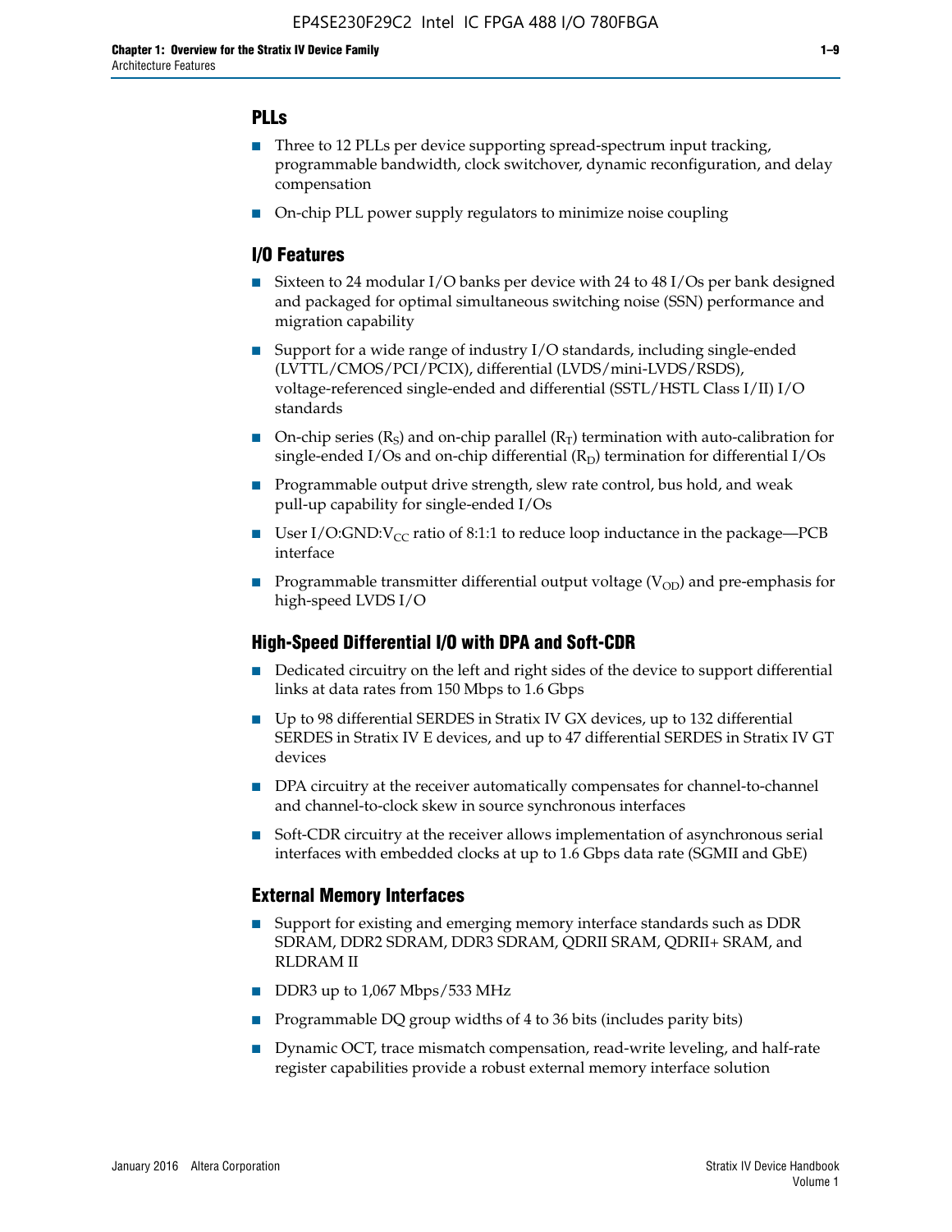## PLLs

- Three to 12 PLLs per device supporting spread-spectrum input tracking, programmable bandwidth, clock switchover, dynamic reconfiguration, and delay compensation
- On-chip PLL power supply regulators to minimize noise coupling

## I/O Features

- Sixteen to 24 modular I/O banks per device with 24 to 48 I/Os per bank designed and packaged for optimal simultaneous switching noise (SSN) performance and migration capability
- Support for a wide range of industry I/O standards, including single-ended (LVTTL/CMOS/PCI/PCIX), differential (LVDS/mini-LVDS/RSDS), voltage-referenced single-ended and differential (SSTL/HSTL Class I/II) I/O standards
- On-chip series ($R_S$) and on-chip parallel ($R_T$) termination with auto-calibration for single-ended I/Os and on-chip differential ($R_D$) termination for differential I/Os
- Programmable output drive strength, slew rate control, bus hold, and weak pull-up capability for single-ended I/Os
- User I/O:GND:$V_{CC}$ ratio of 8:1:1 to reduce loop inductance in the package—PCB interface
- Programmable transmitter differential output voltage ($V_{OD}$) and pre-emphasis for high-speed LVDS I/O

## High-Speed Differential I/O with DPA and Soft-CDR

- Dedicated circuitry on the left and right sides of the device to support differential links at data rates from 150 Mbps to 1.6 Gbps
- Up to 98 differential SERDES in Stratix IV GX devices, up to 132 differential SERDES in Stratix IV E devices, and up to 47 differential SERDES in Stratix IV GT devices
- DPA circuitry at the receiver automatically compensates for channel-to-channel and channel-to-clock skew in source synchronous interfaces
- Soft-CDR circuitry at the receiver allows implementation of asynchronous serial interfaces with embedded clocks at up to 1.6 Gbps data rate (SGMII and GbE)

## External Memory Interfaces

- Support for existing and emerging memory interface standards such as DDR SDRAM, DDR2 SDRAM, DDR3 SDRAM, QDRII SRAM, QDRII+ SRAM, and RLDRAM II
- DDR3 up to 1,067 Mbps/533 MHz
- Programmable DQ group widths of 4 to 36 bits (includes parity bits)
- Dynamic OCT, trace mismatch compensation, read-write leveling, and half-rate register capabilities provide a robust external memory interface solution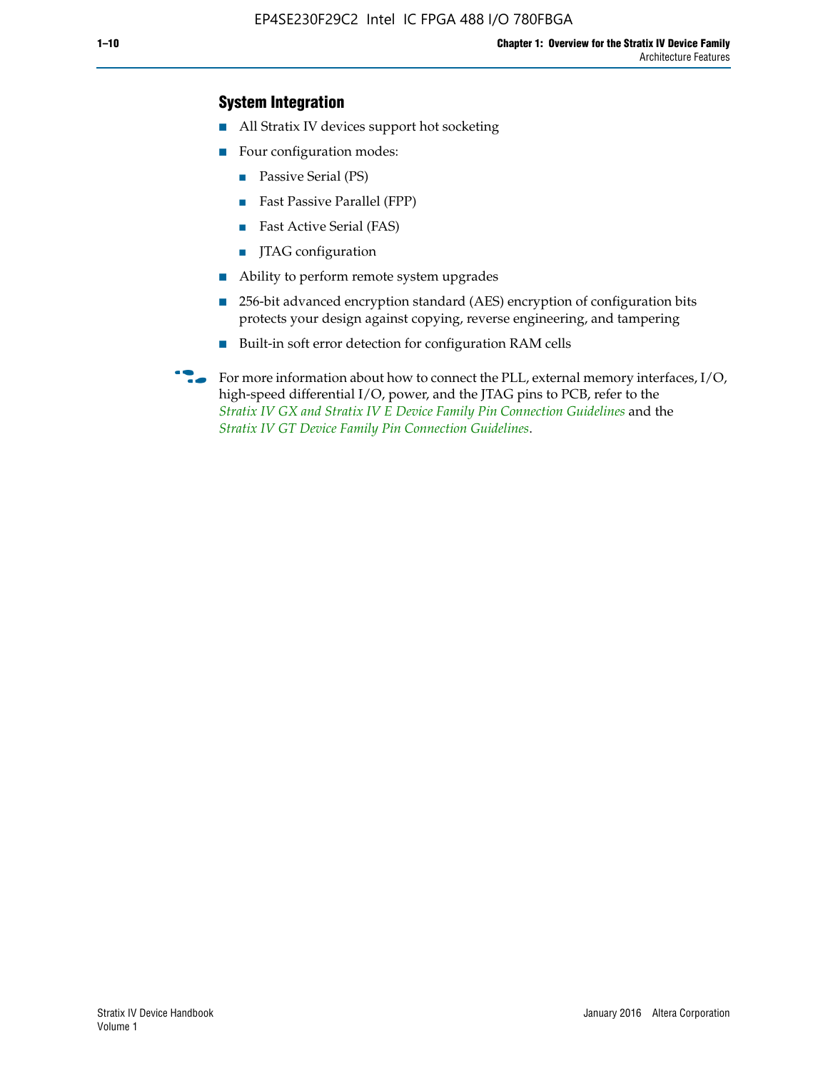## System Integration

- All Stratix IV devices support hot socketing
- Four configuration modes:
  - Passive Serial (PS)
  - Fast Passive Parallel (FPP)
  - Fast Active Serial (FAS)
  - JTAG configuration
- Ability to perform remote system upgrades
- 256-bit advanced encryption standard (AES) encryption of configuration bits protects your design against copying, reverse engineering, and tampering
- Built-in soft error detection for configuration RAM cells

For more information about how to connect the PLL, external memory interfaces, I/O, high-speed differential I/O, power, and the JTAG pins to PCB, refer to the *Stratix IV GX and Stratix IV E Device Family Pin Connection Guidelines* and the *Stratix IV GT Device Family Pin Connection Guidelines*.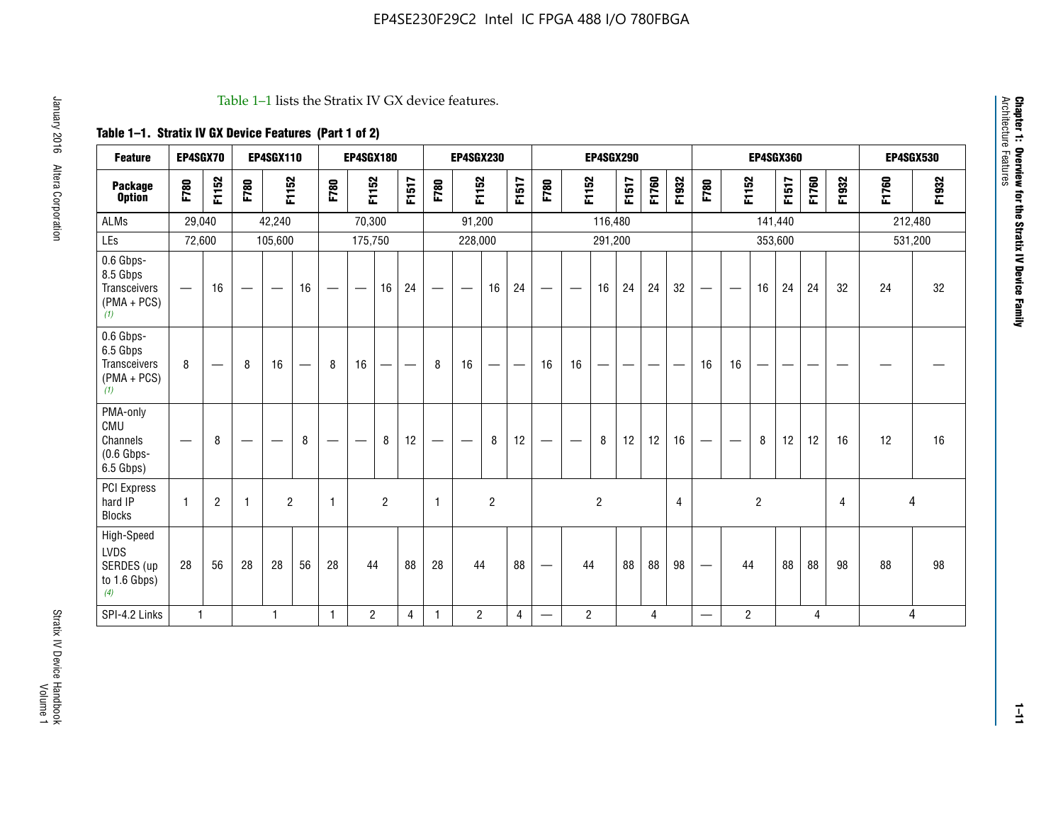Table 1–1 lists the Stratix IV GX device features.

**Table 1–1. Stratix IV GX Device Features (Part 1 of 2)**

| Feature | EP4SGX70 | | EP4SGX110 | | | EP4SGX180 | | | | EP4SGX230 | | | | EP4SGX290 | | | | | | EP4SGX360 | | | | | | EP4SGX530 | |
|---|---|---|---|---|---|---|---|---|---|---|---|---|---|---|---|---|---|---|---|---|---|---|---|---|---|---|---|
| **Package Option** | F780 | F1152 | F780 | F1152 | | F780 | F1152 | | F1517 | F780 | F1152 | | F1517 | F780 | F1152 | | F1517 | F1760 | F1932 | F780 | F1152 | | F1517 | F1760 | F1932 | F1760 | F1932 |
| ALMs | 29,040 | | 42,240 | | | 70,300 | | | | 91,200 | | | | 116,480 | | | | | | 141,440 | | | | | | 212,480 | |
| LEs | 72,600 | | 105,600 | | | 175,750 | | | | 228,000 | | | | 291,200 | | | | | | 353,600 | | | | | | 531,200 | |
| 0.6 Gbps-8.5 Gbps Transceivers (PMA + PCS) *(1)* | — | 16 | — | — | 16 | — | — | 16 | 24 | — | — | 16 | 24 | — | — | 16 | 24 | 24 | 32 | — | — | 16 | 24 | 24 | 32 | 24 | 32 |
| 0.6 Gbps-6.5 Gbps Transceivers (PMA + PCS) *(1)* | 8 | — | 8 | 16 | — | 8 | 16 | — | — | 8 | 16 | — | — | 16 | 16 | — | — | — | — | 16 | 16 | — | — | — | — | — | — |
| PMA-only CMU Channels (0.6 Gbps-6.5 Gbps) | — | 8 | — | — | 8 | — | — | 8 | 12 | — | — | 8 | 12 | — | — | 8 | 12 | 12 | 16 | — | — | 8 | 12 | 12 | 16 | 12 | 16 |
| PCI Express hard IP Blocks | 1 | 2 | 1 | 2 | | 1 | 2 | | | 1 | 2 | | | 2 | | | | | 4 | 2 | | | | | 4 | 4 | |
| High-Speed LVDS SERDES (up to 1.6 Gbps) *(4)* | 28 | 56 | 28 | 28 | 56 | 28 | 44 | | 88 | 28 | 44 | | 88 | — | 44 | | 88 | 88 | 98 | — | 44 | | 88 | 88 | 98 | 88 | 98 |
| SPI-4.2 Links | 1 | | 1 | | | 1 | 2 | | 4 | 1 | 2 | | 4 | — | 2 | | 4 | | | — | 2 | | 4 | | | 4 | |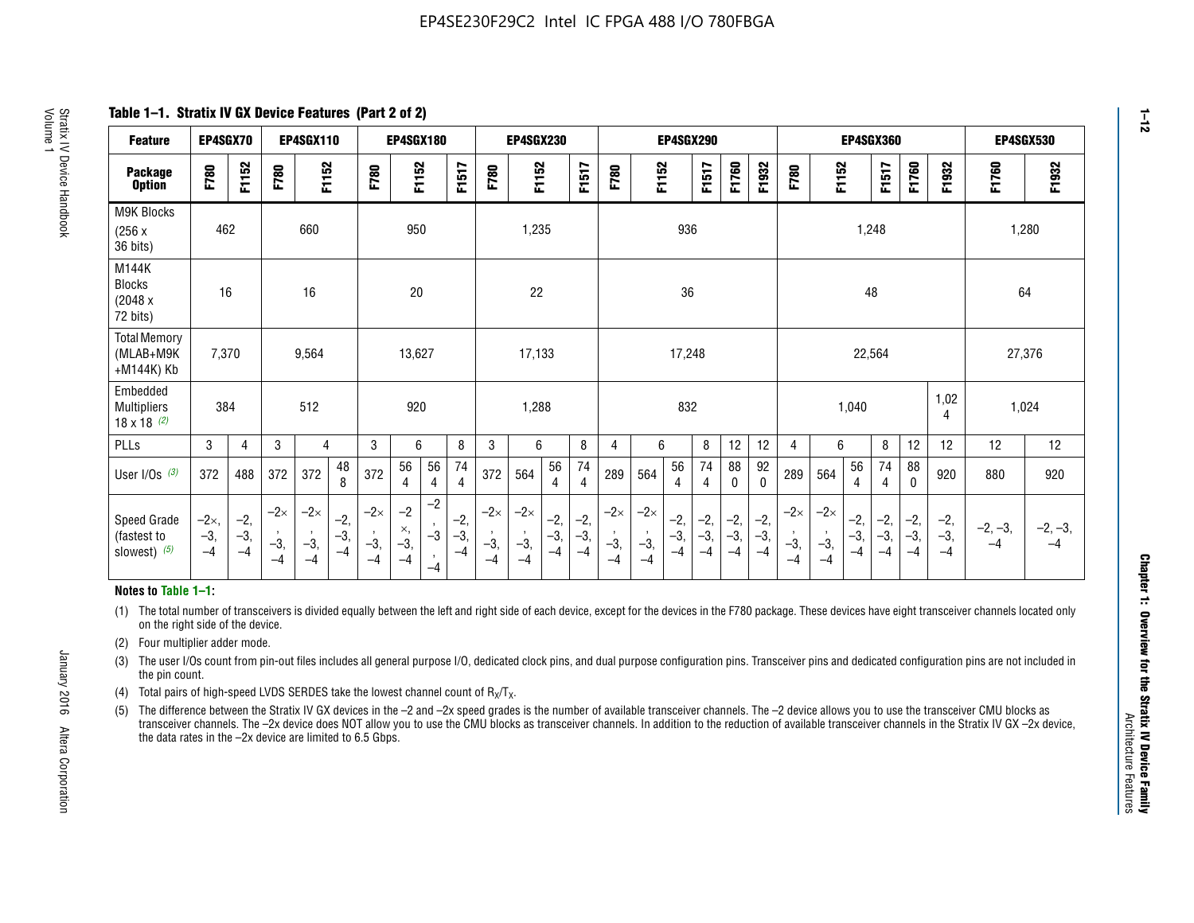**Table 1–1. Stratix IV GX Device Features (Part 2 of 2)**

| Feature | EP4SGX70 | | EP4SGX110 | | | EP4SGX180 | | | | EP4SGX230 | | | | EP4SGX290 | | | | | | EP4SGX360 | | | | | | EP4SGX530 | |
|---|---|---|---|---|---|---|---|---|---|---|---|---|---|---|---|---|---|---|---|---|---|---|---|---|---|---|---|
| Package Option | F780 | F1152 | F780 | F1152 | | F780 | F1152 | | F1517 | F780 | F1152 | | F1517 | F780 | F1152 | | F1517 | F1760 | F1932 | F780 | F1152 | | F1517 | F1760 | F1932 | F1760 | F1932 |
| M9K Blocks (256 x 36 bits) | 462 | | 660 | | | 950 | | | | 1,235 | | | | 936 | | | | | | 1,248 | | | | | | 1,280 | |
| M144K Blocks (2048 x 72 bits) | 16 | | 16 | | | 20 | | | | 22 | | | | 36 | | | | | | 48 | | | | | | 64 | |
| Total Memory (MLAB+M9K +M144K) Kb | 7,370 | | 9,564 | | | 13,627 | | | | 17,133 | | | | 17,248 | | | | | | 22,564 | | | | | | 27,376 | |
| Embedded Multipliers 18 x 18 (2) | 384 | | 512 | | | 920 | | | | 1,288 | | | | 832 | | | | | | 1,040 | | | | | 1,024 | 1,024 | |
| PLLs | 3 | 4 | 3 | 4 | | 3 | 6 | | 8 | 3 | 6 | | 8 | 4 | 6 | | 8 | 12 | 12 | 4 | 6 | | 8 | 12 | 12 | 12 | 12 |
| User I/Os (3) | 372 | 488 | 372 | 372 | 488 | 372 | 564 | 564 | 744 | 372 | 564 | 564 | 744 | 289 | 564 | 564 | 744 | 880 | 920 | 289 | 564 | 564 | 744 | 880 | 920 | 880 | 920 |
| Speed Grade (fastest to slowest) (5) | –2×, –3, –4 | –2, –3, –4 | –2×, –3, –4 | –2×, –3, –4 | –2, –3, –4 | –2×, –3, –4 | –2×, –3, –4 | –2, –3, –4 | –2, –3, –4 | –2×, –3, –4 | –2×, –3, –4 | –2, –3, –4 | –2, –3, –4 | –2×, –3, –4 | –2×, –3, –4 | –2, –3, –4 | –2, –3, –4 | –2, –3, –4 | –2, –3, –4 | –2×, –3, –4 | –2×, –3, –4 | –2, –3, –4 | –2, –3, –4 | –2, –3, –4 | –2, –3, –4 | –2, –3, –4 | –2, –3, –4 |

**Notes to Table 1–1:**

(1) The total number of transceivers is divided equally between the left and right side of each device, except for the devices in the F780 package. These devices have eight transceiver channels located only on the right side of the device.

(2) Four multiplier adder mode.

(3) The user I/Os count from pin-out files includes all general purpose I/O, dedicated clock pins, and dual purpose configuration pins. Transceiver pins and dedicated configuration pins are not included in the pin count.

(4) Total pairs of high-speed LVDS SERDES take the lowest channel count of $R_X/T_X$.

(5) The difference between the Stratix IV GX devices in the –2 and –2x speed grades is the number of available transceiver channels. The –2 device allows you to use the transceiver CMU blocks as transceiver channels. The –2x device does NOT allow you to use the CMU blocks as transceiver channels. In addition to the reduction of available transceiver channels in the Stratix IV GX –2x device, the data rates in the –2x device are limited to 6.5 Gbps.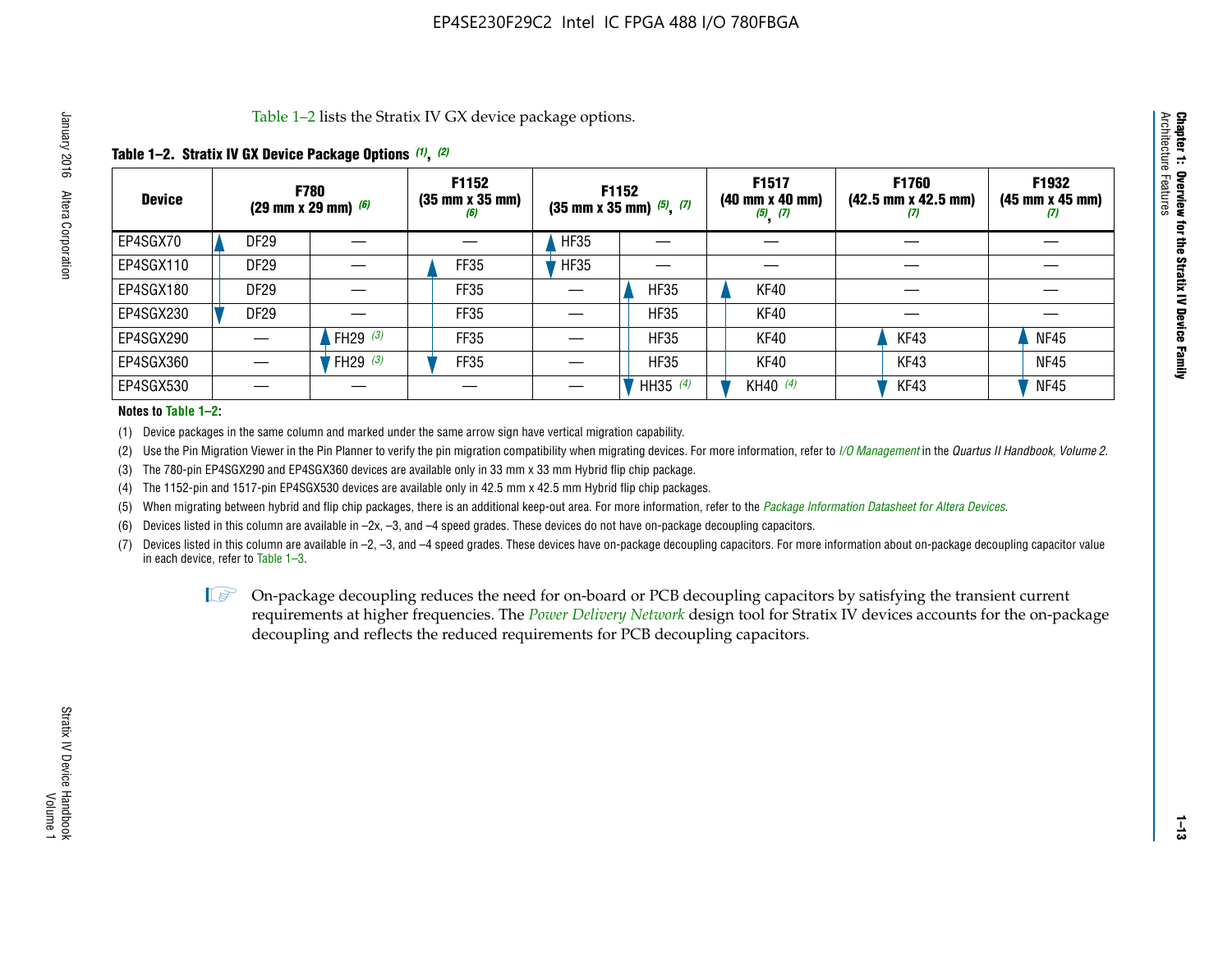Table 1–2 lists the Stratix IV GX device package options.

**Table 1–2. Stratix IV GX Device Package Options (1), (2)**

| Device | F780 (29 mm x 29 mm) (6) | | F1152 (35 mm x 35 mm) (6) | F1152 (35 mm x 35 mm) (5), (7) | | F1517 (40 mm x 40 mm) (5), (7) | F1760 (42.5 mm x 42.5 mm) (7) | F1932 (45 mm x 45 mm) (7) |
|---|---|---|---|---|---|---|---|---|
| EP4SGX70 | DF29 | — | — | HF35 | — | — | — | — |
| EP4SGX110 | DF29 | — | FF35 | HF35 | — | — | — | — |
| EP4SGX180 | DF29 | — | FF35 | — | HF35 | KF40 | — | — |
| EP4SGX230 | DF29 | — | FF35 | — | HF35 | KF40 | — | — |
| EP4SGX290 | — | FH29 (3) | FF35 | — | HF35 | KF40 | KF43 | NF45 |
| EP4SGX360 | — | FH29 (3) | FF35 | — | HF35 | KF40 | KF43 | NF45 |
| EP4SGX530 | — | — | — | — | HH35 (4) | KH40 (4) | KF43 | NF45 |

**Notes to Table 1–2:**

(1) Device packages in the same column and marked under the same arrow sign have vertical migration capability.

(2) Use the Pin Migration Viewer in the Pin Planner to verify the pin migration compatibility when migrating devices. For more information, refer to *I/O Management* in the *Quartus II Handbook, Volume 2*.

(3) The 780-pin EP4SGX290 and EP4SGX360 devices are available only in 33 mm x 33 mm Hybrid flip chip package.

(4) The 1152-pin and 1517-pin EP4SGX530 devices are available only in 42.5 mm x 42.5 mm Hybrid flip chip packages.

(5) When migrating between hybrid and flip chip packages, there is an additional keep-out area. For more information, refer to the *Package Information Datasheet for Altera Devices*.

(6) Devices listed in this column are available in –2x, –3, and –4 speed grades. These devices do not have on-package decoupling capacitors.

(7) Devices listed in this column are available in –2, –3, and –4 speed grades. These devices have on-package decoupling capacitors. For more information about on-package decoupling capacitor value in each device, refer to Table 1–3.

On-package decoupling reduces the need for on-board or PCB decoupling capacitors by satisfying the transient current requirements at higher frequencies. The *Power Delivery Network* design tool for Stratix IV devices accounts for the on-package decoupling and reflects the reduced requirements for PCB decoupling capacitors.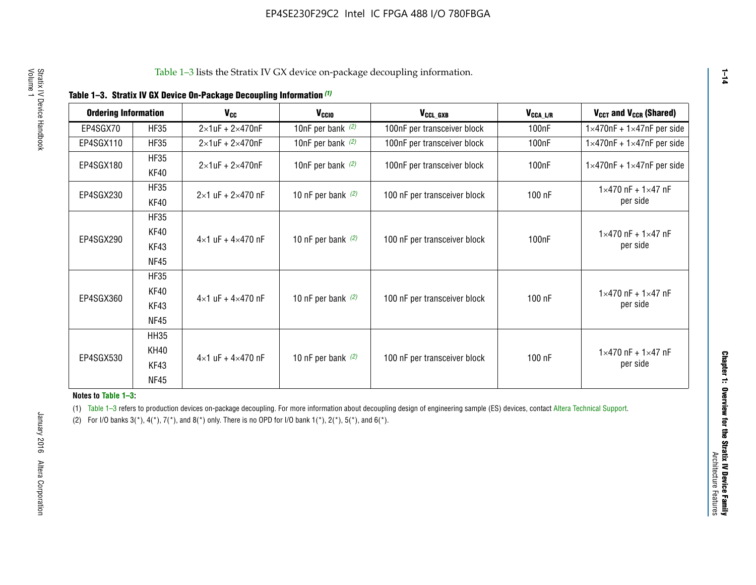Table 1–3 lists the Stratix IV GX device on-package decoupling information.

**Table 1–3. Stratix IV GX Device On-Package Decoupling Information (1)**

| Ordering Information | | $V_{CC}$ | $V_{CCIO}$ | $V_{CCL\_GXB}$ | $V_{CCA\_L/R}$ | $V_{CCT}$ and $V_{CCR}$ (Shared) |
|---|---|---|---|---|---|---|
| EP4SGX70 | HF35 | 2×1uF + 2×470nF | 10nF per bank (2) | 100nF per transceiver block | 100nF | 1×470nF + 1×47nF per side |
| EP4SGX110 | HF35 | 2×1uF + 2×470nF | 10nF per bank (2) | 100nF per transceiver block | 100nF | 1×470nF + 1×47nF per side |
| EP4SGX180 | HF35<br>KF40 | 2×1uF + 2×470nF | 10nF per bank (2) | 100nF per transceiver block | 100nF | 1×470nF + 1×47nF per side |
| EP4SGX230 | HF35<br>KF40 | 2×1 uF + 2×470 nF | 10 nF per bank (2) | 100 nF per transceiver block | 100 nF | 1×470 nF + 1×47 nF per side |
| EP4SGX290 | HF35<br>KF40<br>KF43<br>NF45 | 4×1 uF + 4×470 nF | 10 nF per bank (2) | 100 nF per transceiver block | 100nF | 1×470 nF + 1×47 nF per side |
| EP4SGX360 | HF35<br>KF40<br>KF43<br>NF45 | 4×1 uF + 4×470 nF | 10 nF per bank (2) | 100 nF per transceiver block | 100 nF | 1×470 nF + 1×47 nF per side |
| EP4SGX530 | HH35<br>KH40<br>KF43<br>NF45 | 4×1 uF + 4×470 nF | 10 nF per bank (2) | 100 nF per transceiver block | 100 nF | 1×470 nF + 1×47 nF per side |

**Notes to Table 1–3:**

(1) Table 1–3 refers to production devices on-package decoupling. For more information about decoupling design of engineering sample (ES) devices, contact Altera Technical Support.

(2) For I/O banks 3(*), 4(*), 7(*), and 8(*) only. There is no OPD for I/O bank 1(*), 2(*), 5(*), and 6(*).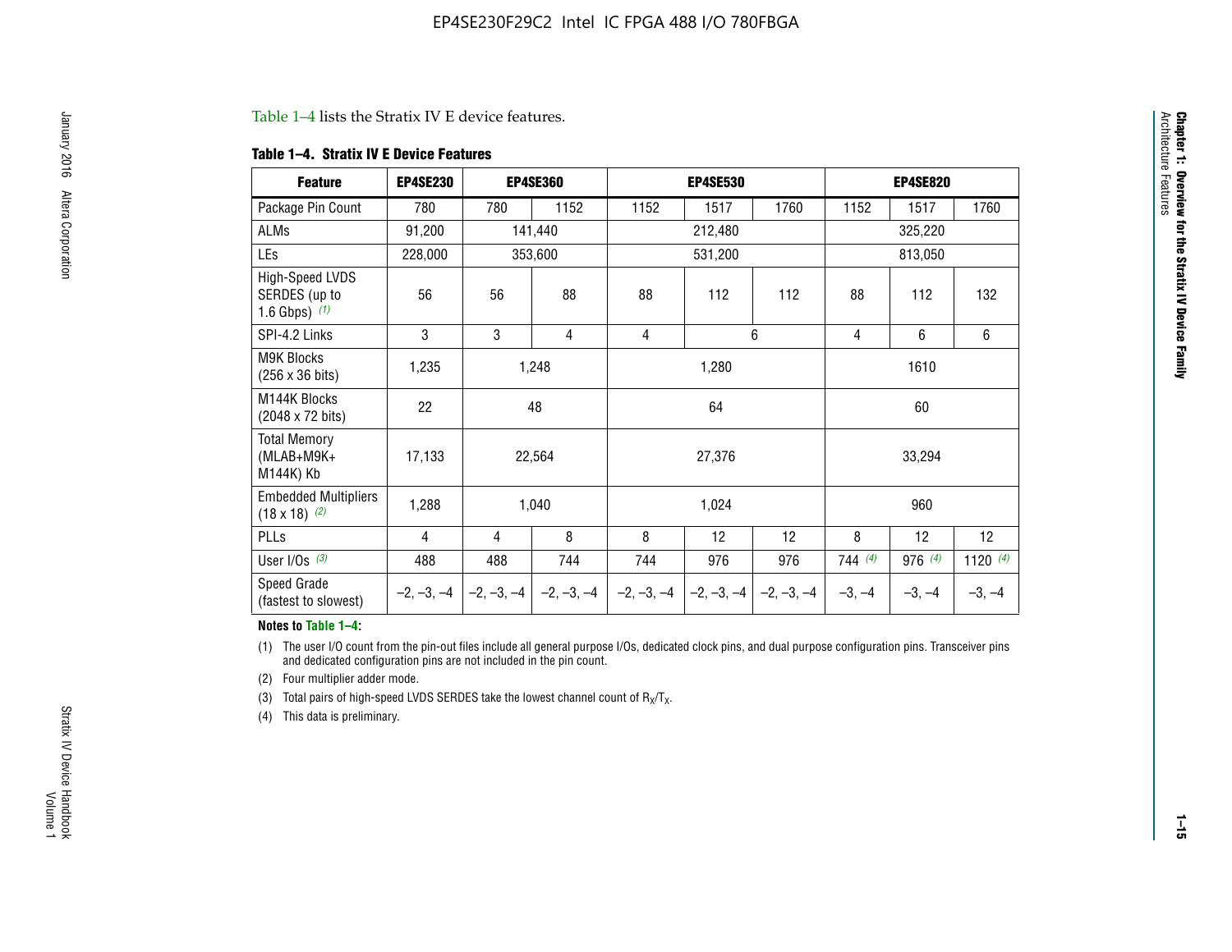Table 1–4 lists the Stratix IV E device features.

**Table 1–4. Stratix IV E Device Features**

| Feature | EP4SE230 | EP4SE360 | | EP4SE530 | | | EP4SE820 | | |
|---|---|---|---|---|---|---|---|---|---|
| Package Pin Count | 780 | 780 | 1152 | 1152 | 1517 | 1760 | 1152 | 1517 | 1760 |
| ALMs | 91,200 | 141,440 | | 212,480 | | | 325,220 | | |
| LEs | 228,000 | 353,600 | | 531,200 | | | 813,050 | | |
| High-Speed LVDS SERDES (up to 1.6 Gbps) *(1)* | 56 | 56 | 88 | 88 | 112 | 112 | 88 | 112 | 132 |
| SPI-4.2 Links | 3 | 3 | 4 | 4 | 6 | | 4 | 6 | 6 |
| M9K Blocks (256 x 36 bits) | 1,235 | 1,248 | | 1,280 | | | 1610 | | |
| M144K Blocks (2048 x 72 bits) | 22 | 48 | | 64 | | | 60 | | |
| Total Memory (MLAB+M9K+ M144K) Kb | 17,133 | 22,564 | | 27,376 | | | 33,294 | | |
| Embedded Multipliers (18 x 18) *(2)* | 1,288 | 1,040 | | 1,024 | | | 960 | | |
| PLLs | 4 | 4 | 8 | 8 | 12 | 12 | 8 | 12 | 12 |
| User I/Os *(3)* | 488 | 488 | 744 | 744 | 976 | 976 | 744 *(4)* | 976 *(4)* | 1120 *(4)* |
| Speed Grade (fastest to slowest) | –2, –3, –4 | –2, –3, –4 | –2, –3, –4 | –2, –3, –4 | –2, –3, –4 | –2, –3, –4 | –3, –4 | –3, –4 | –3, –4 |

**Notes to Table 1–4:**

(1) The user I/O count from the pin-out files include all general purpose I/Os, dedicated clock pins, and dual purpose configuration pins. Transceiver pins and dedicated configuration pins are not included in the pin count.

(2) Four multiplier adder mode.

(3) Total pairs of high-speed LVDS SERDES take the lowest channel count of $R_X/T_X$.

(4) This data is preliminary.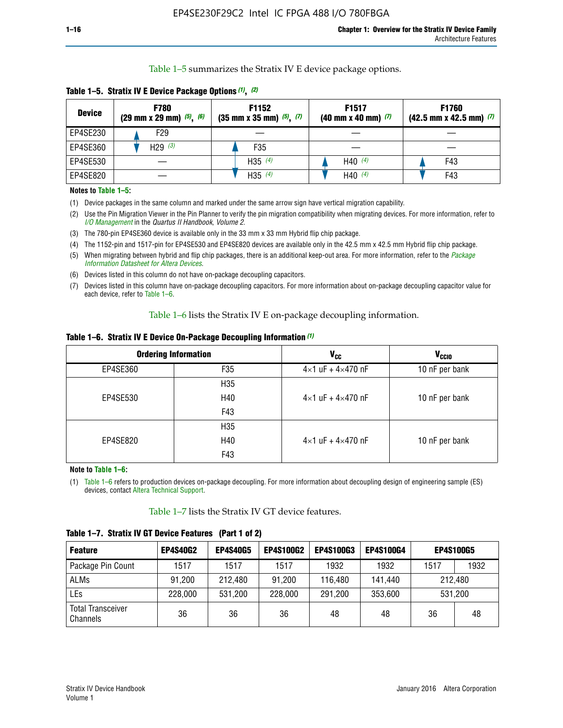Table 1–5 summarizes the Stratix IV E device package options.

**Table 1–5. Stratix IV E Device Package Options (1), (2)**

| Device | F780 (29 mm x 29 mm) (5), (6) | F1152 (35 mm x 35 mm) (5), (7) | F1517 (40 mm x 40 mm) (7) | F1760 (42.5 mm x 42.5 mm) (7) |
|---|---|---|---|---|
| EP4SE230 | F29 | — | — | — |
| EP4SE360 | H29 (3) | F35 | — | — |
| EP4SE530 | — | H35 (4) | H40 (4) | F43 |
| EP4SE820 | — | H35 (4) | H40 (4) | F43 |

**Notes to Table 1–5:**

(1) Device packages in the same column and marked under the same arrow sign have vertical migration capability.

(2) Use the Pin Migration Viewer in the Pin Planner to verify the pin migration compatibility when migrating devices. For more information, refer to *I/O Management* in the *Quartus II Handbook, Volume 2*.

(3) The 780-pin EP4SE360 device is available only in the 33 mm x 33 mm Hybrid flip chip package.

(4) The 1152-pin and 1517-pin for EP4SE530 and EP4SE820 devices are available only in the 42.5 mm x 42.5 mm Hybrid flip chip package.

(5) When migrating between hybrid and flip chip packages, there is an additional keep-out area. For more information, refer to the *Package Information Datasheet for Altera Devices*.

(6) Devices listed in this column do not have on-package decoupling capacitors.

(7) Devices listed in this column have on-package decoupling capacitors. For more information about on-package decoupling capacitor value for each device, refer to Table 1–6.

Table 1–6 lists the Stratix IV E on-package decoupling information.

**Table 1–6. Stratix IV E Device On-Package Decoupling Information (1)**

| Ordering Information | | $V_{CC}$ | $V_{CCIO}$ |
|---|---|---|---|
| EP4SE360 | F35 | 4×1 uF + 4×470 nF | 10 nF per bank |
| EP4SE530 | H35<br>H40<br>F43 | 4×1 uF + 4×470 nF | 10 nF per bank |
| EP4SE820 | H35<br>H40<br>F43 | 4×1 uF + 4×470 nF | 10 nF per bank |

**Note to Table 1–6:**

(1) Table 1–6 refers to production devices on-package decoupling. For more information about decoupling design of engineering sample (ES) devices, contact Altera Technical Support.

Table 1–7 lists the Stratix IV GT device features.

**Table 1–7. Stratix IV GT Device Features (Part 1 of 2)**

| Feature | EP4S40G2 | EP4S40G5 | EP4S100G2 | EP4S100G3 | EP4S100G4 | EP4S100G5 | |
|---|---|---|---|---|---|---|---|
| Package Pin Count | 1517 | 1517 | 1517 | 1932 | 1932 | 1517 | 1932 |
| ALMs | 91,200 | 212,480 | 91,200 | 116,480 | 141,440 | 212,480 | |
| LEs | 228,000 | 531,200 | 228,000 | 291,200 | 353,600 | 531,200 | |
| Total Transceiver Channels | 36 | 36 | 36 | 48 | 48 | 36 | 48 |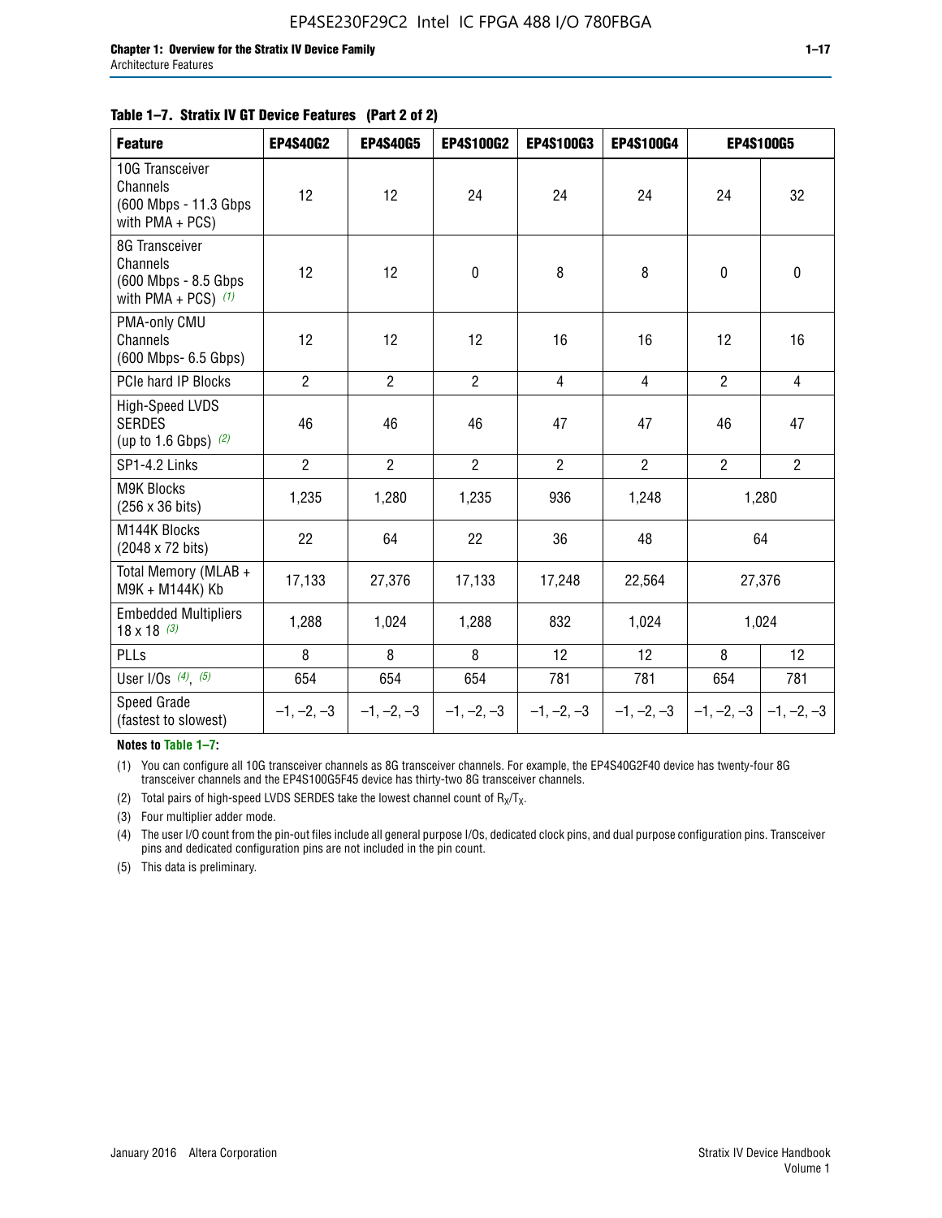**Table 1–7. Stratix IV GT Device Features (Part 2 of 2)**

| Feature | EP4S40G2 | EP4S40G5 | EP4S100G2 | EP4S100G3 | EP4S100G4 | EP4S100G5 | |
|---|---|---|---|---|---|---|---|
| 10G Transceiver Channels (600 Mbps - 11.3 Gbps with PMA + PCS) | 12 | 12 | 24 | 24 | 24 | 24 | 32 |
| 8G Transceiver Channels (600 Mbps - 8.5 Gbps with PMA + PCS) *(1)* | 12 | 12 | 0 | 8 | 8 | 0 | 0 |
| PMA-only CMU Channels (600 Mbps- 6.5 Gbps) | 12 | 12 | 12 | 16 | 16 | 12 | 16 |
| PCIe hard IP Blocks | 2 | 2 | 2 | 4 | 4 | 2 | 4 |
| High-Speed LVDS SERDES (up to 1.6 Gbps) *(2)* | 46 | 46 | 46 | 47 | 47 | 46 | 47 |
| SP1-4.2 Links | 2 | 2 | 2 | 2 | 2 | 2 | 2 |
| M9K Blocks (256 x 36 bits) | 1,235 | 1,280 | 1,235 | 936 | 1,248 | 1,280 | |
| M144K Blocks (2048 x 72 bits) | 22 | 64 | 22 | 36 | 48 | 64 | |
| Total Memory (MLAB + M9K + M144K) Kb | 17,133 | 27,376 | 17,133 | 17,248 | 22,564 | 27,376 | |
| Embedded Multipliers 18 x 18 *(3)* | 1,288 | 1,024 | 1,288 | 832 | 1,024 | 1,024 | |
| PLLs | 8 | 8 | 8 | 12 | 12 | 8 | 12 |
| User I/Os *(4)*, *(5)* | 654 | 654 | 654 | 781 | 781 | 654 | 781 |
| Speed Grade (fastest to slowest) | –1, –2, –3 | –1, –2, –3 | –1, –2, –3 | –1, –2, –3 | –1, –2, –3 | –1, –2, –3 | –1, –2, –3 |

**Notes to Table 1–7:**

(1) You can configure all 10G transceiver channels as 8G transceiver channels. For example, the EP4S40G2F40 device has twenty-four 8G transceiver channels and the EP4S100G5F45 device has thirty-two 8G transceiver channels.

(2) Total pairs of high-speed LVDS SERDES take the lowest channel count of $R_X/T_X$.

(3) Four multiplier adder mode.

(4) The user I/O count from the pin-out files include all general purpose I/Os, dedicated clock pins, and dual purpose configuration pins. Transceiver pins and dedicated configuration pins are not included in the pin count.

(5) This data is preliminary.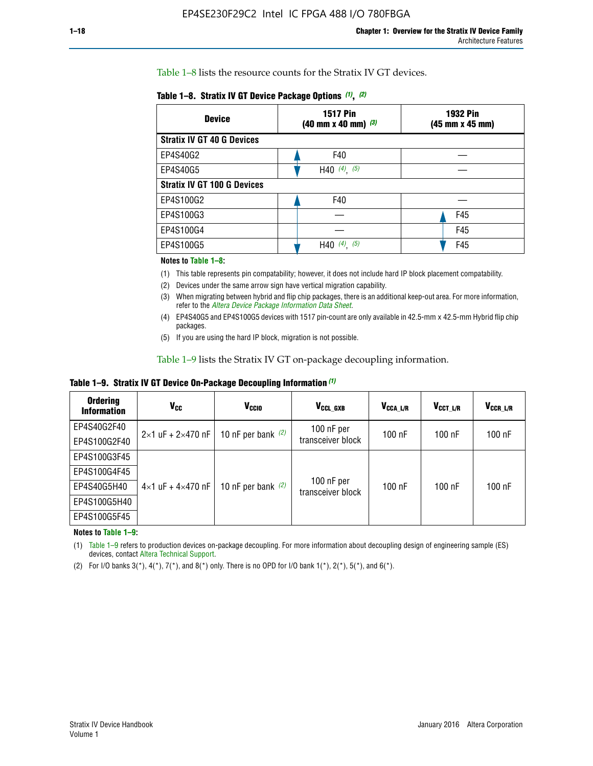Table 1–8 lists the resource counts for the Stratix IV GT devices.

**Table 1–8. Stratix IV GT Device Package Options (1), (2)**

| Device | 1517 Pin (40 mm x 40 mm) (3) | 1932 Pin (45 mm x 45 mm) |
|---|---|---|
| **Stratix IV GT 40 G Devices** | | |
| EP4S40G2 | F40 | — |
| EP4S40G5 | H40 (4), (5) | — |
| **Stratix IV GT 100 G Devices** | | |
| EP4S100G2 | F40 | — |
| EP4S100G3 | — | F45 |
| EP4S100G4 | — | F45 |
| EP4S100G5 | H40 (4), (5) | F45 |

**Notes to Table 1–8:**

(1) This table represents pin compatability; however, it does not include hard IP block placement compatability.

(2) Devices under the same arrow sign have vertical migration capability.

(3) When migrating between hybrid and flip chip packages, there is an additional keep-out area. For more information, refer to the *Altera Device Package Information Data Sheet*.

(4) EP4S40G5 and EP4S100G5 devices with 1517 pin-count are only available in 42.5-mm x 42.5-mm Hybrid flip chip packages.

(5) If you are using the hard IP block, migration is not possible.

Table 1–9 lists the Stratix IV GT on-package decoupling information.

**Table 1–9. Stratix IV GT Device On-Package Decoupling Information (1)**

| Ordering Information | $V_{CC}$ | $V_{CCIO}$ | $V_{CCL\_GXB}$ | $V_{CCA\_L/R}$ | $V_{CCT\_L/R}$ | $V_{CCR\_L/R}$ |
|---|---|---|---|---|---|---|
| EP4S40G2F40 | 2×1 uF + 2×470 nF | 10 nF per bank (2) | 100 nF per transceiver block | 100 nF | 100 nF | 100 nF |
| EP4S100G2F40 | | | | | | |
| EP4S100G3F45 | 4×1 uF + 4×470 nF | 10 nF per bank (2) | 100 nF per transceiver block | 100 nF | 100 nF | 100 nF |
| EP4S100G4F45 | | | | | | |
| EP4S40G5H40 | | | | | | |
| EP4S100G5H40 | | | | | | |
| EP4S100G5F45 | | | | | | |

**Notes to Table 1–9:**

(1) Table 1–9 refers to production devices on-package decoupling. For more information about decoupling design of engineering sample (ES) devices, contact Altera Technical Support.

(2) For I/O banks 3(*), 4(*), 7(*), and 8(*) only. There is no OPD for I/O bank 1(*), 2(*), 5(*), and 6(*).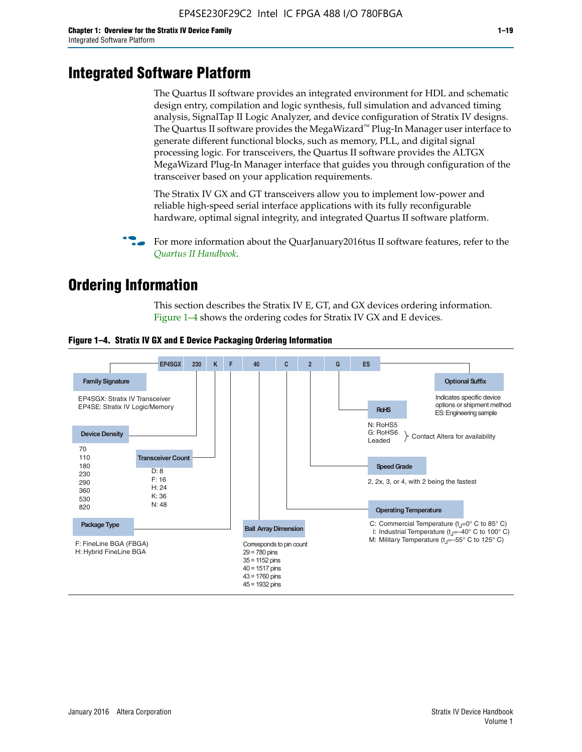# Integrated Software Platform

The Quartus II software provides an integrated environment for HDL and schematic design entry, compilation and logic synthesis, full simulation and advanced timing analysis, SignalTap II Logic Analyzer, and device configuration of Stratix IV designs. The Quartus II software provides the MegaWizard™ Plug-In Manager user interface to generate different functional blocks, such as memory, PLL, and digital signal processing logic. For transceivers, the Quartus II software provides the ALTGX MegaWizard Plug-In Manager interface that guides you through configuration of the transceiver based on your application requirements.

The Stratix IV GX and GT transceivers allow you to implement low-power and reliable high-speed serial interface applications with its fully reconfigurable hardware, optimal signal integrity, and integrated Quartus II software platform.

For more information about the QuarJanuary2016tus II software features, refer to the *Quartus II Handbook*.

# Ordering Information

This section describes the Stratix IV E, GT, and GX devices ordering information. Figure 1–4 shows the ordering codes for Stratix IV GX and E devices.

**Figure 1–4. Stratix IV GX and E Device Packaging Ordering Information**

EP4SGX | 230 | K | F | 40 | C | 2 | G | ES

**Family Signature**
- EP4SGX: Stratix IV Transceiver
- EP4SE: Stratix IV Logic/Memory

**Device Density**
- 70
- 110
- 180
- 230
- 290
- 360
- 530
- 820

**Transceiver Count**
- D: 8
- F: 16
- H: 24
- K: 36
- N: 48

**Package Type**
- F: FineLine BGA (FBGA)
- H: Hybrid FineLine BGA

**Ball Array Dimension**

Corresponds to pin count
- 29 = 780 pins
- 35 = 1152 pins
- 40 = 1517 pins
- 43 = 1760 pins
- 45 = 1932 pins

**Operating Temperature**
- C: Commercial Temperature ($t_J$=0° C to 85° C)
- I: Industrial Temperature ($t_J$=–40° C to 100° C)
- M: Military Temperature ($t_J$=–55° C to 125° C)

**Speed Grade**

2, 2x, 3, or 4, with 2 being the fastest

**RoHS**
- N: RoHS5
- G: RoHS6
- Leaded

} Contact Altera for availability

**Optional Suffix**

Indicates specific device options or shipment method
ES: Engineering sample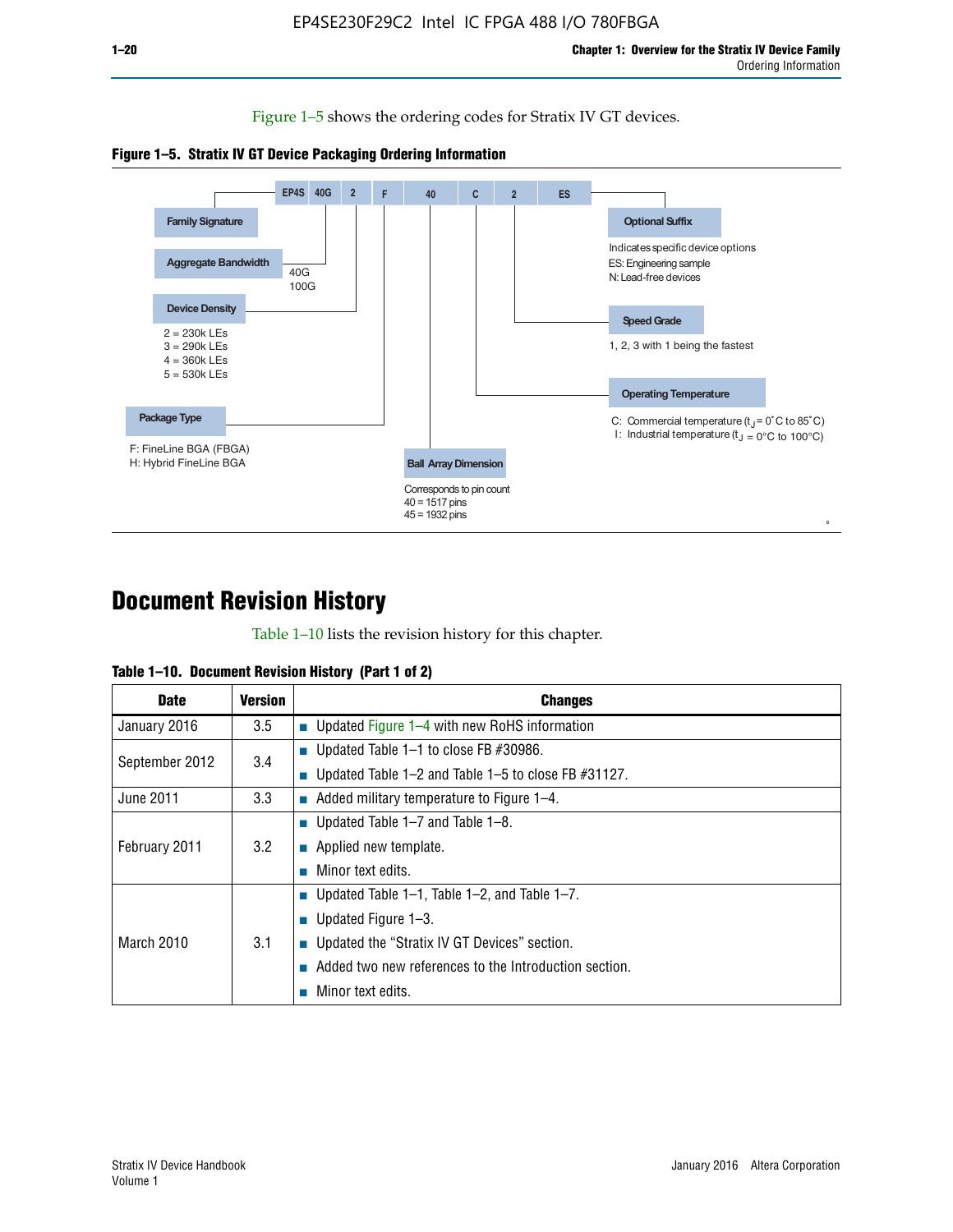Figure 1–5 shows the ordering codes for Stratix IV GT devices.

**Figure 1–5. Stratix IV GT Device Packaging Ordering Information**

EP4S | 40G | 2 | F | 40 | C | 2 | ES

- **Family Signature**
- **Aggregate Bandwidth**
  - 40G
  - 100G
- **Device Density**
  - 2 = 230k LEs
  - 3 = 290k LEs
  - 4 = 360k LEs
  - 5 = 530k LEs
- **Package Type**
  - F: FineLine BGA (FBGA)
  - H: Hybrid FineLine BGA
- **Ball Array Dimension**
  - Corresponds to pin count
  - 40 = 1517 pins
  - 45 = 1932 pins
- **Operating Temperature**
  - C: Commercial temperature ($t_J$ = 0°C to 85°C)
  - I: Industrial temperature ($t_J$ = 0°C to 100°C)
- **Speed Grade**
  - 1, 2, 3 with 1 being the fastest
- **Optional Suffix**
  - Indicates specific device options
  - ES: Engineering sample
  - N: Lead-free devices

# Document Revision History

Table 1–10 lists the revision history for this chapter.

**Table 1–10. Document Revision History (Part 1 of 2)**

| Date | Version | Changes |
|---|---|---|
| January 2016 | 3.5 | ■ Updated Figure 1–4 with new RoHS information |
| September 2012 | 3.4 | ■ Updated Table 1–1 to close FB #30986.<br>■ Updated Table 1–2 and Table 1–5 to close FB #31127. |
| June 2011 | 3.3 | ■ Added military temperature to Figure 1–4. |
| February 2011 | 3.2 | ■ Updated Table 1–7 and Table 1–8.<br>■ Applied new template.<br>■ Minor text edits. |
| March 2010 | 3.1 | ■ Updated Table 1–1, Table 1–2, and Table 1–7.<br>■ Updated Figure 1–3.<br>■ Updated the "Stratix IV GT Devices" section.<br>■ Added two new references to the Introduction section.<br>■ Minor text edits. |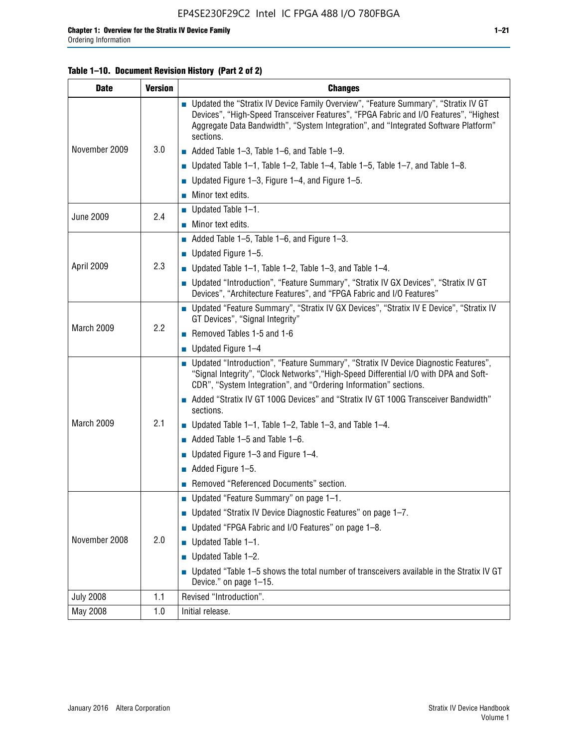**Table 1–10. Document Revision History (Part 2 of 2)**

| Date | Version | Changes |
|---|---|---|
| November 2009 | 3.0 | ■ Updated the "Stratix IV Device Family Overview", "Feature Summary", "Stratix IV GT Devices", "High-Speed Transceiver Features", "FPGA Fabric and I/O Features", "Highest Aggregate Data Bandwidth", "System Integration", and "Integrated Software Platform" sections.<br>■ Added Table 1–3, Table 1–6, and Table 1–9.<br>■ Updated Table 1–1, Table 1–2, Table 1–4, Table 1–5, Table 1–7, and Table 1–8.<br>■ Updated Figure 1–3, Figure 1–4, and Figure 1–5.<br>■ Minor text edits. |
| June 2009 | 2.4 | ■ Updated Table 1–1.<br>■ Minor text edits. |
| April 2009 | 2.3 | ■ Added Table 1–5, Table 1–6, and Figure 1–3.<br>■ Updated Figure 1–5.<br>■ Updated Table 1–1, Table 1–2, Table 1–3, and Table 1–4.<br>■ Updated "Introduction", "Feature Summary", "Stratix IV GX Devices", "Stratix IV GT Devices", "Architecture Features", and "FPGA Fabric and I/O Features" |
| March 2009 | 2.2 | ■ Updated "Feature Summary", "Stratix IV GX Devices", "Stratix IV E Device", "Stratix IV GT Devices", "Signal Integrity"<br>■ Removed Tables 1-5 and 1-6<br>■ Updated Figure 1–4 |
| March 2009 | 2.1 | ■ Updated "Introduction", "Feature Summary", "Stratix IV Device Diagnostic Features", "Signal Integrity", "Clock Networks","High-Speed Differential I/O with DPA and Soft-CDR", "System Integration", and "Ordering Information" sections.<br>■ Added "Stratix IV GT 100G Devices" and "Stratix IV GT 100G Transceiver Bandwidth" sections.<br>■ Updated Table 1–1, Table 1–2, Table 1–3, and Table 1–4.<br>■ Added Table 1–5 and Table 1–6.<br>■ Updated Figure 1–3 and Figure 1–4.<br>■ Added Figure 1–5.<br>■ Removed "Referenced Documents" section. |
| November 2008 | 2.0 | ■ Updated "Feature Summary" on page 1–1.<br>■ Updated "Stratix IV Device Diagnostic Features" on page 1–7.<br>■ Updated "FPGA Fabric and I/O Features" on page 1–8.<br>■ Updated Table 1–1.<br>■ Updated Table 1–2.<br>■ Updated "Table 1–5 shows the total number of transceivers available in the Stratix IV GT Device." on page 1–15. |
| July 2008 | 1.1 | Revised "Introduction". |
| May 2008 | 1.0 | Initial release. |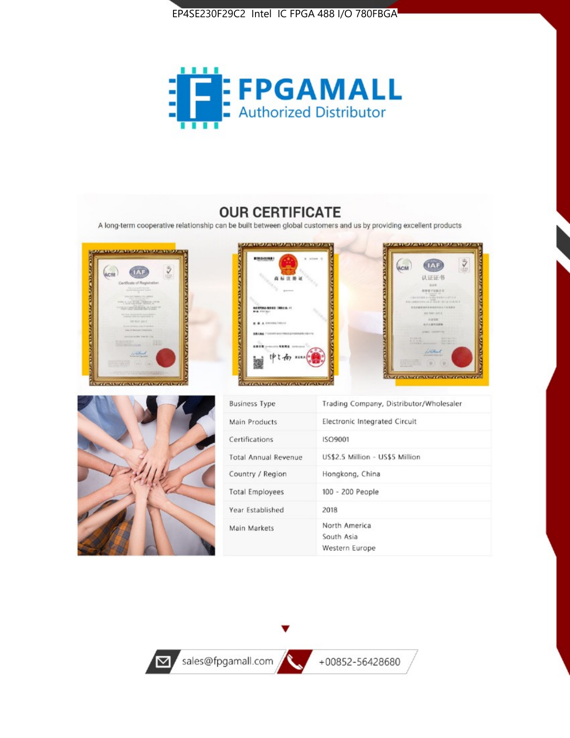FPGAMALL
Authorized Distributor

## OUR CERTIFICATE

A long-term cooperative relationship can be built between global customers and us by providing excellent products

| | |
|---|---|
| Business Type | Trading Company, Distributor/Wholesaler |
| Main Products | Electronic Integrated Circuit |
| Certifications | ISO9001 |
| Total Annual Revenue | US$2.5 Million - US$5 Million |
| Country / Region | Hongkong, China |
| Total Employees | 100 - 200 People |
| Year Established | 2018 |
| Main Markets | North America<br>South Asia<br>Western Europe |

sales@fpgamall.com

+00852-56428680